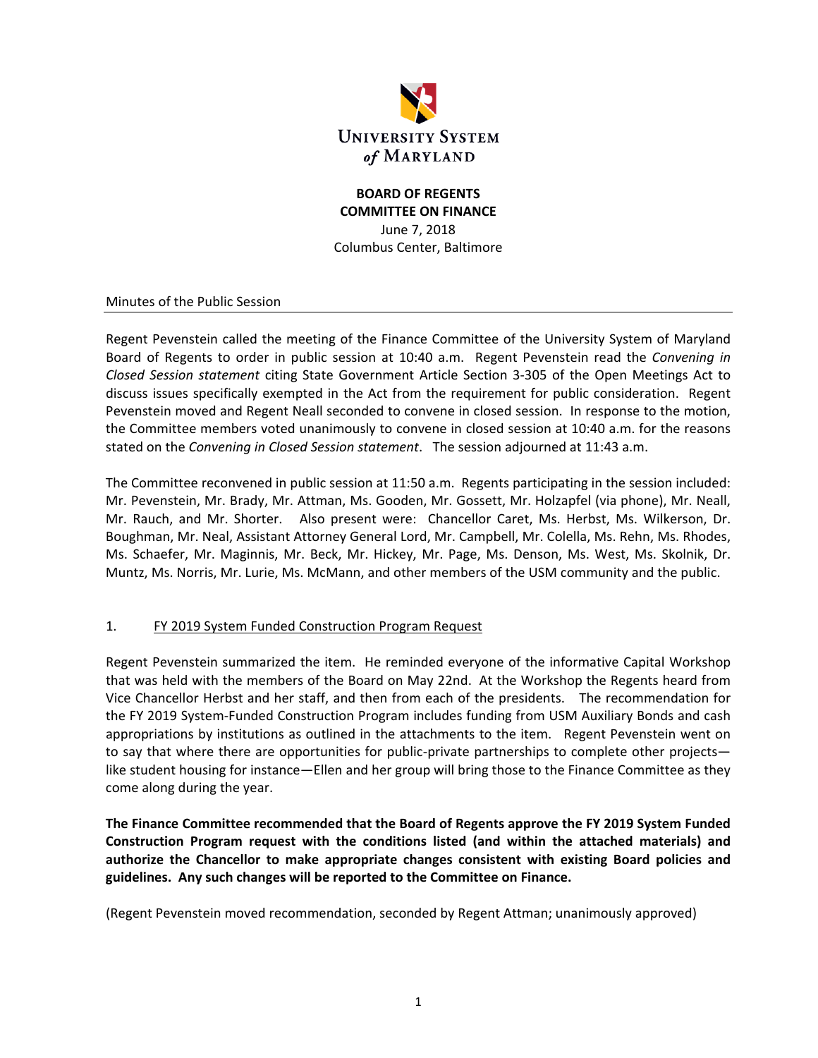UNIVERSITY SYSTEM of MARYLAND

**BOARD OF REGENTS**
**COMMITTEE ON FINANCE**
June 7, 2018
Columbus Center, Baltimore

Minutes of the Public Session

Regent Pevenstein called the meeting of the Finance Committee of the University System of Maryland Board of Regents to order in public session at 10:40 a.m. Regent Pevenstein read the *Convening in Closed Session statement* citing State Government Article Section 3-305 of the Open Meetings Act to discuss issues specifically exempted in the Act from the requirement for public consideration. Regent Pevenstein moved and Regent Neall seconded to convene in closed session. In response to the motion, the Committee members voted unanimously to convene in closed session at 10:40 a.m. for the reasons stated on the *Convening in Closed Session statement*. The session adjourned at 11:43 a.m.

The Committee reconvened in public session at 11:50 a.m. Regents participating in the session included: Mr. Pevenstein, Mr. Brady, Mr. Attman, Ms. Gooden, Mr. Gossett, Mr. Holzapfel (via phone), Mr. Neall, Mr. Rauch, and Mr. Shorter. Also present were: Chancellor Caret, Ms. Herbst, Ms. Wilkerson, Dr. Boughman, Mr. Neal, Assistant Attorney General Lord, Mr. Campbell, Mr. Colella, Ms. Rehn, Ms. Rhodes, Ms. Schaefer, Mr. Maginnis, Mr. Beck, Mr. Hickey, Mr. Page, Ms. Denson, Ms. West, Ms. Skolnik, Dr. Muntz, Ms. Norris, Mr. Lurie, Ms. McMann, and other members of the USM community and the public.

1. FY 2019 System Funded Construction Program Request

Regent Pevenstein summarized the item. He reminded everyone of the informative Capital Workshop that was held with the members of the Board on May 22nd. At the Workshop the Regents heard from Vice Chancellor Herbst and her staff, and then from each of the presidents. The recommendation for the FY 2019 System-Funded Construction Program includes funding from USM Auxiliary Bonds and cash appropriations by institutions as outlined in the attachments to the item. Regent Pevenstein went on to say that where there are opportunities for public-private partnerships to complete other projects—like student housing for instance—Ellen and her group will bring those to the Finance Committee as they come along during the year.

**The Finance Committee recommended that the Board of Regents approve the FY 2019 System Funded Construction Program request with the conditions listed (and within the attached materials) and authorize the Chancellor to make appropriate changes consistent with existing Board policies and guidelines. Any such changes will be reported to the Committee on Finance.**

(Regent Pevenstein moved recommendation, seconded by Regent Attman; unanimously approved)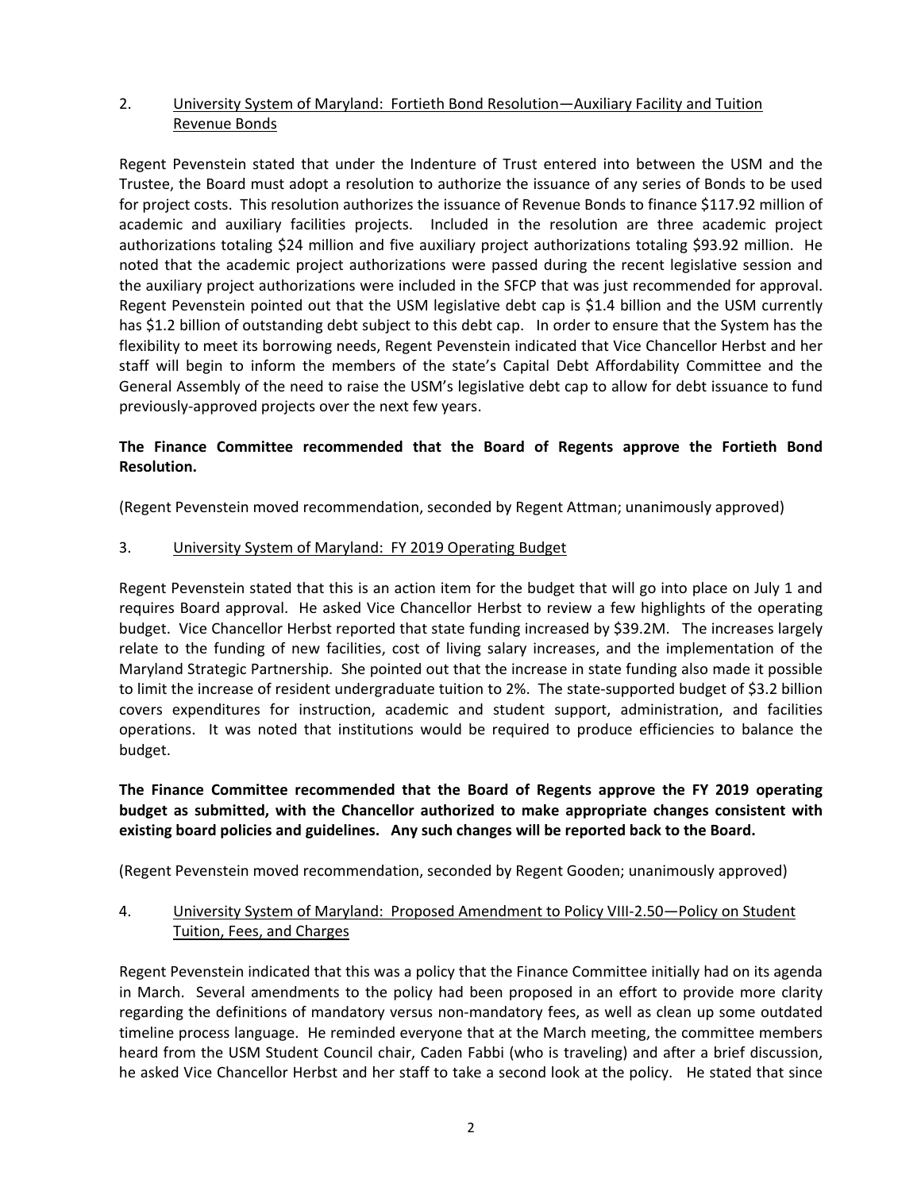2. University System of Maryland: Fortieth Bond Resolution—Auxiliary Facility and Tuition Revenue Bonds

Regent Pevenstein stated that under the Indenture of Trust entered into between the USM and the Trustee, the Board must adopt a resolution to authorize the issuance of any series of Bonds to be used for project costs. This resolution authorizes the issuance of Revenue Bonds to finance $117.92 million of academic and auxiliary facilities projects. Included in the resolution are three academic project authorizations totaling $24 million and five auxiliary project authorizations totaling $93.92 million. He noted that the academic project authorizations were passed during the recent legislative session and the auxiliary project authorizations were included in the SFCP that was just recommended for approval. Regent Pevenstein pointed out that the USM legislative debt cap is $1.4 billion and the USM currently has $1.2 billion of outstanding debt subject to this debt cap. In order to ensure that the System has the flexibility to meet its borrowing needs, Regent Pevenstein indicated that Vice Chancellor Herbst and her staff will begin to inform the members of the state's Capital Debt Affordability Committee and the General Assembly of the need to raise the USM's legislative debt cap to allow for debt issuance to fund previously-approved projects over the next few years.

**The Finance Committee recommended that the Board of Regents approve the Fortieth Bond Resolution.**

(Regent Pevenstein moved recommendation, seconded by Regent Attman; unanimously approved)

3. University System of Maryland: FY 2019 Operating Budget

Regent Pevenstein stated that this is an action item for the budget that will go into place on July 1 and requires Board approval. He asked Vice Chancellor Herbst to review a few highlights of the operating budget. Vice Chancellor Herbst reported that state funding increased by $39.2M. The increases largely relate to the funding of new facilities, cost of living salary increases, and the implementation of the Maryland Strategic Partnership. She pointed out that the increase in state funding also made it possible to limit the increase of resident undergraduate tuition to 2%. The state-supported budget of $3.2 billion covers expenditures for instruction, academic and student support, administration, and facilities operations. It was noted that institutions would be required to produce efficiencies to balance the budget.

**The Finance Committee recommended that the Board of Regents approve the FY 2019 operating budget as submitted, with the Chancellor authorized to make appropriate changes consistent with existing board policies and guidelines. Any such changes will be reported back to the Board.**

(Regent Pevenstein moved recommendation, seconded by Regent Gooden; unanimously approved)

4. University System of Maryland: Proposed Amendment to Policy VIII-2.50—Policy on Student Tuition, Fees, and Charges

Regent Pevenstein indicated that this was a policy that the Finance Committee initially had on its agenda in March. Several amendments to the policy had been proposed in an effort to provide more clarity regarding the definitions of mandatory versus non-mandatory fees, as well as clean up some outdated timeline process language. He reminded everyone that at the March meeting, the committee members heard from the USM Student Council chair, Caden Fabbi (who is traveling) and after a brief discussion, he asked Vice Chancellor Herbst and her staff to take a second look at the policy. He stated that since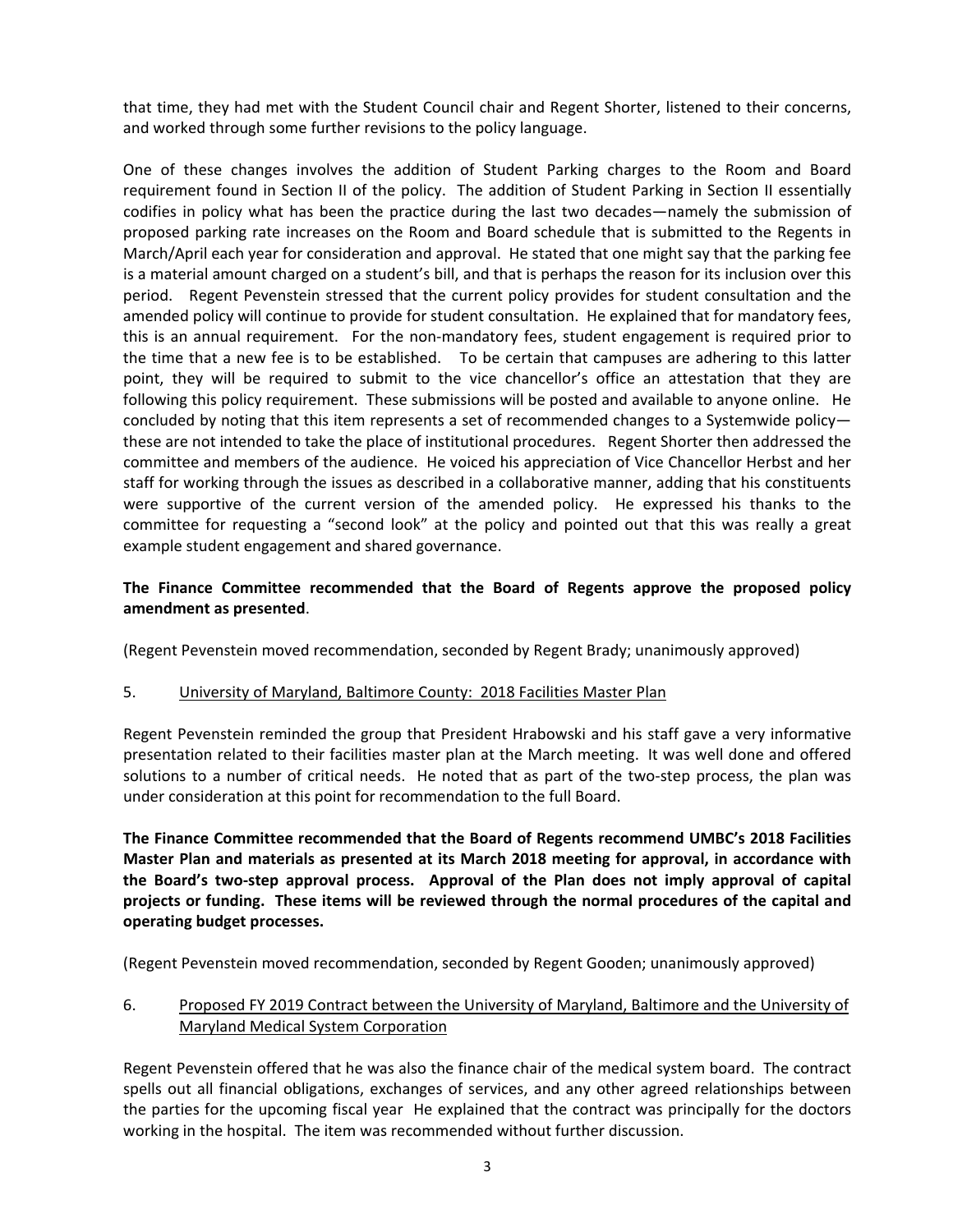that time, they had met with the Student Council chair and Regent Shorter, listened to their concerns, and worked through some further revisions to the policy language.

One of these changes involves the addition of Student Parking charges to the Room and Board requirement found in Section II of the policy. The addition of Student Parking in Section II essentially codifies in policy what has been the practice during the last two decades—namely the submission of proposed parking rate increases on the Room and Board schedule that is submitted to the Regents in March/April each year for consideration and approval. He stated that one might say that the parking fee is a material amount charged on a student's bill, and that is perhaps the reason for its inclusion over this period. Regent Pevenstein stressed that the current policy provides for student consultation and the amended policy will continue to provide for student consultation. He explained that for mandatory fees, this is an annual requirement. For the non-mandatory fees, student engagement is required prior to the time that a new fee is to be established. To be certain that campuses are adhering to this latter point, they will be required to submit to the vice chancellor's office an attestation that they are following this policy requirement. These submissions will be posted and available to anyone online. He concluded by noting that this item represents a set of recommended changes to a Systemwide policy—these are not intended to take the place of institutional procedures. Regent Shorter then addressed the committee and members of the audience. He voiced his appreciation of Vice Chancellor Herbst and her staff for working through the issues as described in a collaborative manner, adding that his constituents were supportive of the current version of the amended policy. He expressed his thanks to the committee for requesting a "second look" at the policy and pointed out that this was really a great example student engagement and shared governance.

**The Finance Committee recommended that the Board of Regents approve the proposed policy amendment as presented**.

(Regent Pevenstein moved recommendation, seconded by Regent Brady; unanimously approved)

5. University of Maryland, Baltimore County: 2018 Facilities Master Plan

Regent Pevenstein reminded the group that President Hrabowski and his staff gave a very informative presentation related to their facilities master plan at the March meeting. It was well done and offered solutions to a number of critical needs. He noted that as part of the two-step process, the plan was under consideration at this point for recommendation to the full Board.

**The Finance Committee recommended that the Board of Regents recommend UMBC's 2018 Facilities Master Plan and materials as presented at its March 2018 meeting for approval, in accordance with the Board's two-step approval process. Approval of the Plan does not imply approval of capital projects or funding. These items will be reviewed through the normal procedures of the capital and operating budget processes.**

(Regent Pevenstein moved recommendation, seconded by Regent Gooden; unanimously approved)

6. Proposed FY 2019 Contract between the University of Maryland, Baltimore and the University of Maryland Medical System Corporation

Regent Pevenstein offered that he was also the finance chair of the medical system board. The contract spells out all financial obligations, exchanges of services, and any other agreed relationships between the parties for the upcoming fiscal year He explained that the contract was principally for the doctors working in the hospital. The item was recommended without further discussion.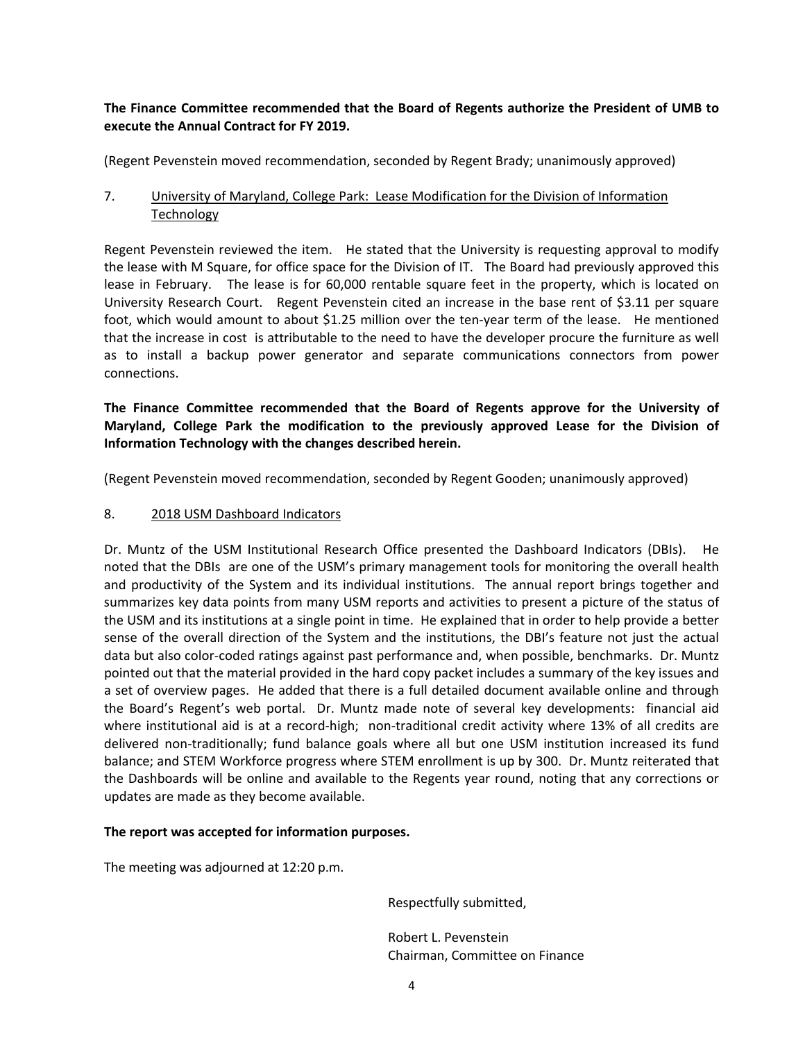**The Finance Committee recommended that the Board of Regents authorize the President of UMB to execute the Annual Contract for FY 2019.**

(Regent Pevenstein moved recommendation, seconded by Regent Brady; unanimously approved)

7. University of Maryland, College Park: Lease Modification for the Division of Information Technology

Regent Pevenstein reviewed the item. He stated that the University is requesting approval to modify the lease with M Square, for office space for the Division of IT. The Board had previously approved this lease in February. The lease is for 60,000 rentable square feet in the property, which is located on University Research Court. Regent Pevenstein cited an increase in the base rent of $3.11 per square foot, which would amount to about $1.25 million over the ten-year term of the lease. He mentioned that the increase in cost is attributable to the need to have the developer procure the furniture as well as to install a backup power generator and separate communications connectors from power connections.

**The Finance Committee recommended that the Board of Regents approve for the University of Maryland, College Park the modification to the previously approved Lease for the Division of Information Technology with the changes described herein.**

(Regent Pevenstein moved recommendation, seconded by Regent Gooden; unanimously approved)

8. 2018 USM Dashboard Indicators

Dr. Muntz of the USM Institutional Research Office presented the Dashboard Indicators (DBIs). He noted that the DBIs are one of the USM's primary management tools for monitoring the overall health and productivity of the System and its individual institutions. The annual report brings together and summarizes key data points from many USM reports and activities to present a picture of the status of the USM and its institutions at a single point in time. He explained that in order to help provide a better sense of the overall direction of the System and the institutions, the DBI's feature not just the actual data but also color-coded ratings against past performance and, when possible, benchmarks. Dr. Muntz pointed out that the material provided in the hard copy packet includes a summary of the key issues and a set of overview pages. He added that there is a full detailed document available online and through the Board's Regent's web portal. Dr. Muntz made note of several key developments: financial aid where institutional aid is at a record-high; non-traditional credit activity where 13% of all credits are delivered non-traditionally; fund balance goals where all but one USM institution increased its fund balance; and STEM Workforce progress where STEM enrollment is up by 300. Dr. Muntz reiterated that the Dashboards will be online and available to the Regents year round, noting that any corrections or updates are made as they become available.

**The report was accepted for information purposes.**

The meeting was adjourned at 12:20 p.m.

Respectfully submitted,

Robert L. Pevenstein
Chairman, Committee on Finance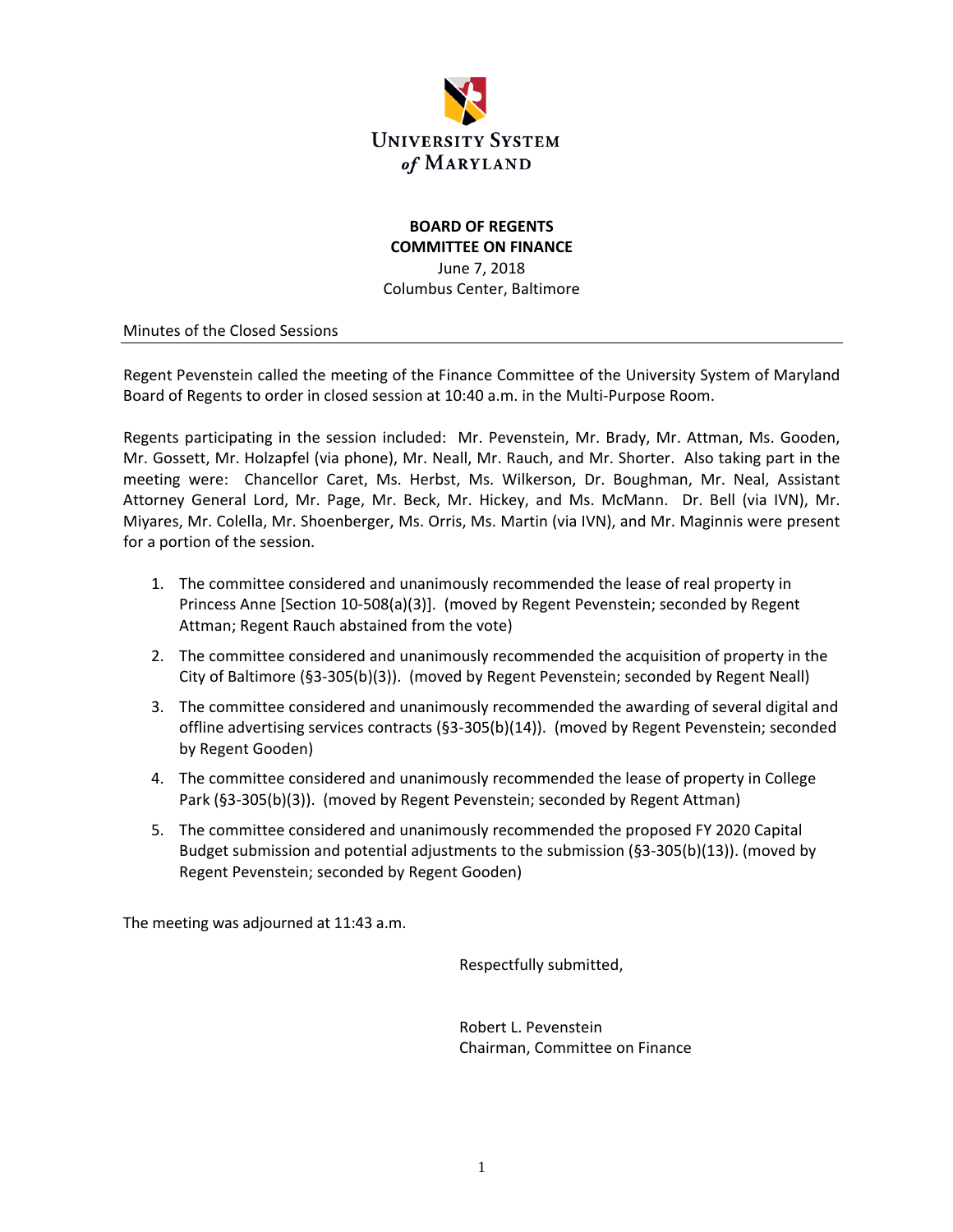UNIVERSITY SYSTEM
*of* MARYLAND

**BOARD OF REGENTS**
**COMMITTEE ON FINANCE**
June 7, 2018
Columbus Center, Baltimore

Minutes of the Closed Sessions

---

Regent Pevenstein called the meeting of the Finance Committee of the University System of Maryland Board of Regents to order in closed session at 10:40 a.m. in the Multi-Purpose Room.

Regents participating in the session included: Mr. Pevenstein, Mr. Brady, Mr. Attman, Ms. Gooden, Mr. Gossett, Mr. Holzapfel (via phone), Mr. Neall, Mr. Rauch, and Mr. Shorter. Also taking part in the meeting were: Chancellor Caret, Ms. Herbst, Ms. Wilkerson, Dr. Boughman, Mr. Neal, Assistant Attorney General Lord, Mr. Page, Mr. Beck, Mr. Hickey, and Ms. McMann. Dr. Bell (via IVN), Mr. Miyares, Mr. Colella, Mr. Shoenberger, Ms. Orris, Ms. Martin (via IVN), and Mr. Maginnis were present for a portion of the session.

1. The committee considered and unanimously recommended the lease of real property in Princess Anne [Section 10-508(a)(3)]. (moved by Regent Pevenstein; seconded by Regent Attman; Regent Rauch abstained from the vote)
2. The committee considered and unanimously recommended the acquisition of property in the City of Baltimore (§3-305(b)(3)). (moved by Regent Pevenstein; seconded by Regent Neall)
3. The committee considered and unanimously recommended the awarding of several digital and offline advertising services contracts (§3-305(b)(14)). (moved by Regent Pevenstein; seconded by Regent Gooden)
4. The committee considered and unanimously recommended the lease of property in College Park (§3-305(b)(3)). (moved by Regent Pevenstein; seconded by Regent Attman)
5. The committee considered and unanimously recommended the proposed FY 2020 Capital Budget submission and potential adjustments to the submission (§3-305(b)(13)). (moved by Regent Pevenstein; seconded by Regent Gooden)

The meeting was adjourned at 11:43 a.m.

Respectfully submitted,

Robert L. Pevenstein
Chairman, Committee on Finance